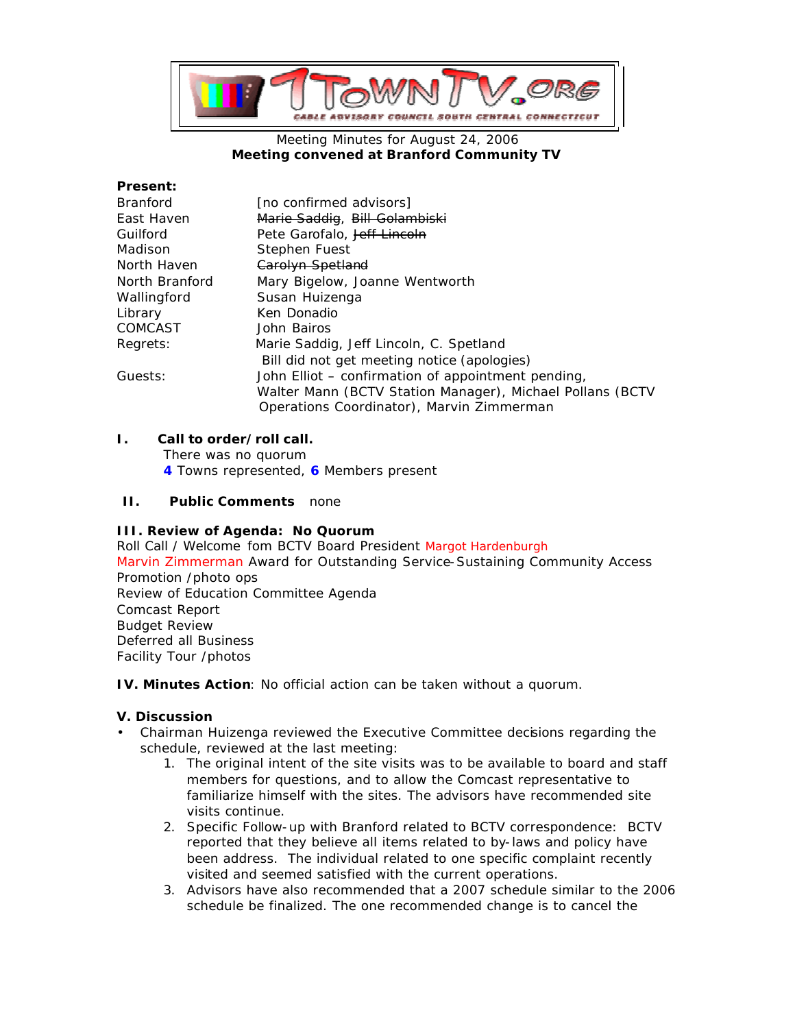1TownTV.org
CABLE ADVISORY COUNCIL SOUTH CENTRAL CONNECTICUT

Meeting Minutes for August 24, 2006
**Meeting convened at Branford Community TV**

**Present:**

| | |
|---|---|
| Branford | [no confirmed advisors] |
| East Haven | ~~Marie Saddig~~, ~~Bill Golambiski~~ |
| Guilford | Pete Garofalo, ~~Jeff Lincoln~~ |
| Madison | Stephen Fuest |
| North Haven | ~~Carolyn Spetland~~ |
| North Branford | Mary Bigelow, Joanne Wentworth |
| Wallingford | Susan Huizenga |
| Library | Ken Donadio |
| COMCAST | John Bairos |
| Regrets: | Marie Saddig, Jeff Lincoln, C. Spetland<br>Bill did not get meeting notice (apologies) |
| Guests: | John Elliot – confirmation of appointment pending, Walter Mann (BCTV Station Manager), Michael Pollans (BCTV Operations Coordinator), Marvin Zimmerman |

**I. Call to order/roll call.**

There was no quorum
4 Towns represented, 6 Members present

**II. Public Comments** none

**III. Review of Agenda: No Quorum**

Roll Call / Welcome fom BCTV Board President Margot Hardenburgh
Marvin Zimmerman Award for Outstanding Service-Sustaining Community Access
Promotion /photo ops
Review of Education Committee Agenda
Comcast Report
Budget Review
Deferred all Business
Facility Tour /photos

**IV. Minutes Action**: No official action can be taken without a quorum.

**V. Discussion**

- Chairman Huizenga reviewed the Executive Committee decisions regarding the schedule, reviewed at the last meeting:
  1. The original intent of the site visits was to be available to board and staff members for questions, and to allow the Comcast representative to familiarize himself with the sites. The advisors have recommended site visits continue.
  2. Specific Follow-up with Branford related to BCTV correspondence: BCTV reported that they believe all items related to by-laws and policy have been address. The individual related to one specific complaint recently visited and seemed satisfied with the current operations.
  3. Advisors have also recommended that a 2007 schedule similar to the 2006 schedule be finalized. The one recommended change is to cancel the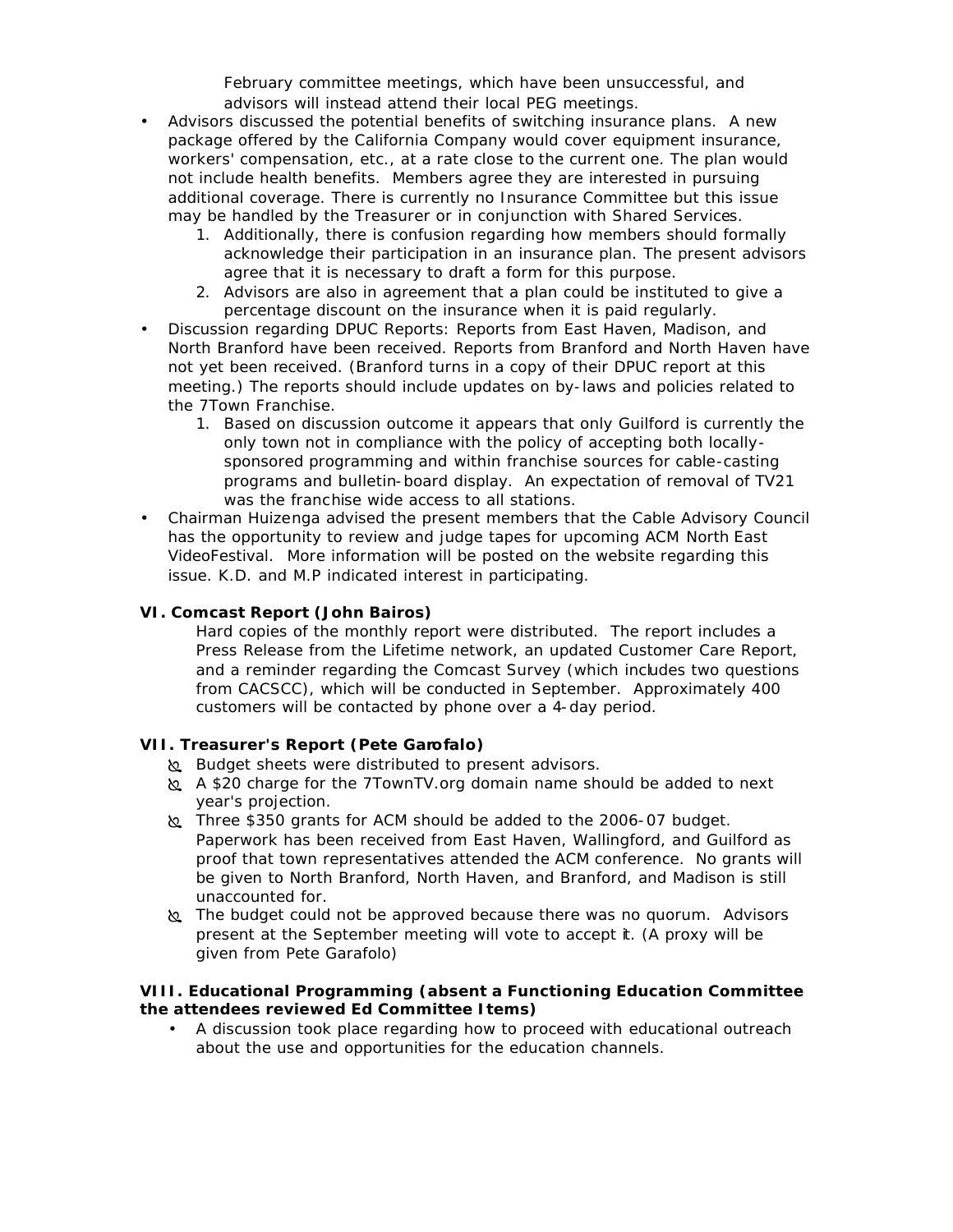February committee meetings, which have been unsuccessful, and advisors will instead attend their local PEG meetings.

- Advisors discussed the potential benefits of switching insurance plans. A new package offered by the California Company would cover equipment insurance, workers' compensation, etc., at a rate close to the current one. The plan would not include health benefits. Members agree they are interested in pursuing additional coverage. There is currently no Insurance Committee but this issue may be handled by the Treasurer or in conjunction with Shared Services.
    1. Additionally, there is confusion regarding how members should formally acknowledge their participation in an insurance plan. The present advisors agree that it is necessary to draft a form for this purpose.
    2. Advisors are also in agreement that a plan could be instituted to give a percentage discount on the insurance when it is paid regularly.
- Discussion regarding DPUC Reports: Reports from East Haven, Madison, and North Branford have been received. Reports from Branford and North Haven have not yet been received. (Branford turns in a copy of their DPUC report at this meeting.) The reports should include updates on by-laws and policies related to the 7Town Franchise.
    1. Based on discussion outcome it appears that only Guilford is currently the only town not in compliance with the policy of accepting both locally-sponsored programming and within franchise sources for cable-casting programs and bulletin-board display. An expectation of removal of TV21 was the franchise wide access to all stations.
- Chairman Huizenga advised the present members that the Cable Advisory Council has the opportunity to review and judge tapes for upcoming ACM North East VideoFestival. More information will be posted on the website regarding this issue. K.D. and M.P indicated interest in participating.

**VI. Comcast Report (John Bairos)**

Hard copies of the monthly report were distributed. The report includes a Press Release from the Lifetime network, an updated Customer Care Report, and a reminder regarding the Comcast Survey (which includes two questions from CACSCC), which will be conducted in September. Approximately 400 customers will be contacted by phone over a 4-day period.

**VII. Treasurer's Report (Pete Garofalo)**

- Budget sheets were distributed to present advisors.
- A $20 charge for the 7TownTV.org domain name should be added to next year's projection.
- Three $350 grants for ACM should be added to the 2006-07 budget. Paperwork has been received from East Haven, Wallingford, and Guilford as proof that town representatives attended the ACM conference. No grants will be given to North Branford, North Haven, and Branford, and Madison is still unaccounted for.
- The budget could not be approved because there was no quorum. Advisors present at the September meeting will vote to accept it. (A proxy will be given from Pete Garafolo)

**VIII. Educational Programming (absent a Functioning Education Committee the attendees reviewed Ed Committee Items)**

- A discussion took place regarding how to proceed with educational outreach about the use and opportunities for the education channels.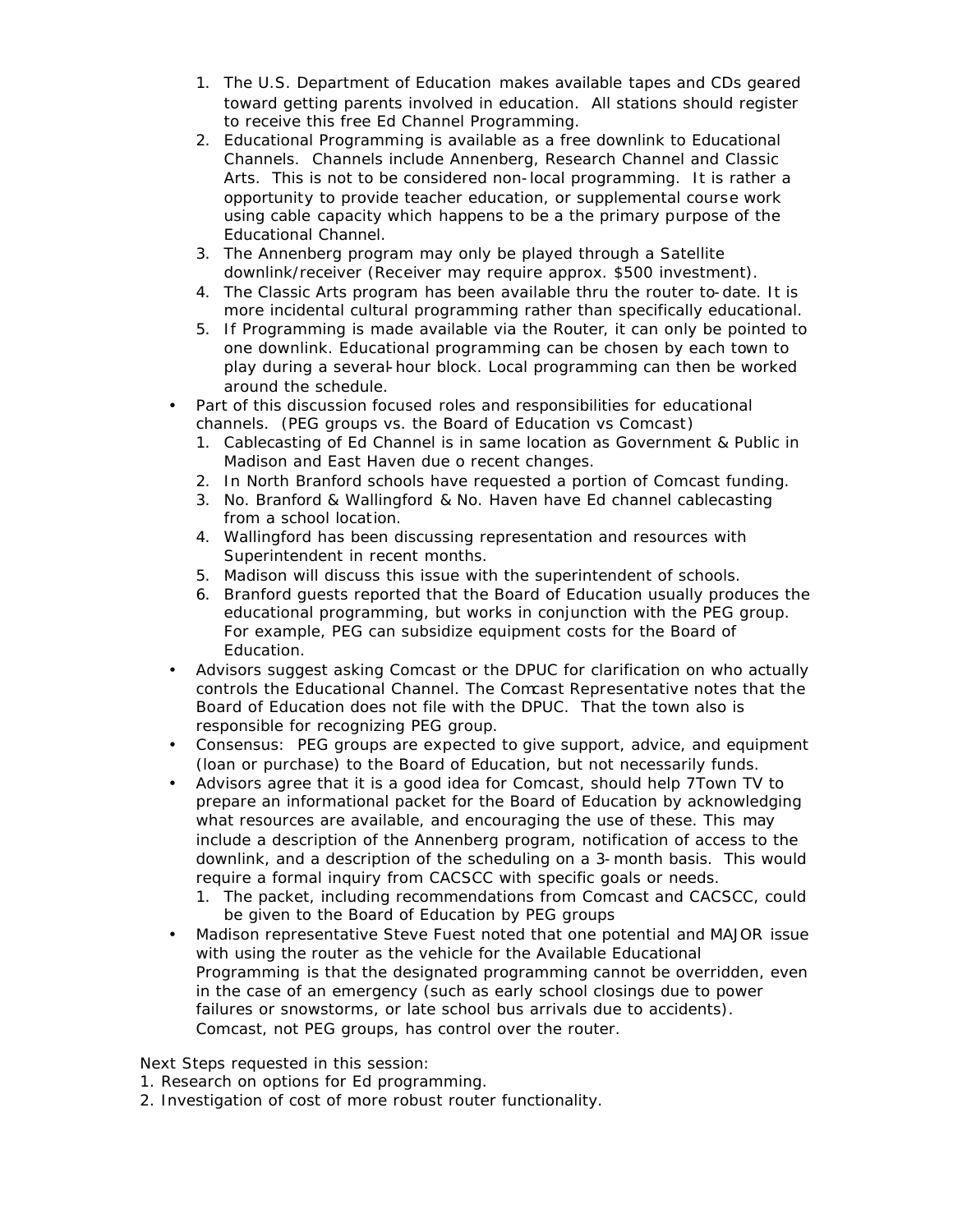1. The U.S. Department of Education makes available tapes and CDs geared toward getting parents involved in education. All stations should register to receive this free Ed Channel Programming.
2. Educational Programming is available as a free downlink to Educational Channels. Channels include Annenberg, Research Channel and Classic Arts. This is not to be considered non-local programming. It is rather a opportunity to provide teacher education, or supplemental course work using cable capacity which happens to be a the primary purpose of the Educational Channel.
3. The Annenberg program may only be played through a Satellite downlink/receiver (Receiver may require approx. $500 investment).
4. The Classic Arts program has been available thru the router to-date. It is more incidental cultural programming rather than specifically educational.
5. If Programming is made available via the Router, it can only be pointed to one downlink. Educational programming can be chosen by each town to play during a several-hour block. Local programming can then be worked around the schedule.

- Part of this discussion focused roles and responsibilities for educational channels. (PEG groups vs. the Board of Education vs Comcast)
  1. Cablecasting of Ed Channel is in same location as Government & Public in Madison and East Haven due o recent changes.
  2. In North Branford schools have requested a portion of Comcast funding.
  3. No. Branford & Wallingford & No. Haven have Ed channel cablecasting from a school location.
  4. Wallingford has been discussing representation and resources with Superintendent in recent months.
  5. Madison will discuss this issue with the superintendent of schools.
  6. Branford guests reported that the Board of Education usually produces the educational programming, but works in conjunction with the PEG group. For example, PEG can subsidize equipment costs for the Board of Education.
- Advisors suggest asking Comcast or the DPUC for clarification on who actually controls the Educational Channel. The Comcast Representative notes that the Board of Education does not file with the DPUC. That the town also is responsible for recognizing PEG group.
- Consensus: PEG groups are expected to give support, advice, and equipment (loan or purchase) to the Board of Education, but not necessarily funds.
- Advisors agree that it is a good idea for Comcast, should help 7Town TV to prepare an informational packet for the Board of Education by acknowledging what resources are available, and encouraging the use of these. This may include a description of the Annenberg program, notification of access to the downlink, and a description of the scheduling on a 3-month basis. This would require a formal inquiry from CACSCC with specific goals or needs.
  1. The packet, including recommendations from Comcast and CACSCC, could be given to the Board of Education by PEG groups
- Madison representative Steve Fuest noted that one potential and MAJOR issue with using the router as the vehicle for the Available Educational Programming is that the designated programming cannot be overridden, even in the case of an emergency (such as early school closings due to power failures or snowstorms, or late school bus arrivals due to accidents). Comcast, not PEG groups, has control over the router.

Next Steps requested in this session:

1. Research on options for Ed programming.
2. Investigation of cost of more robust router functionality.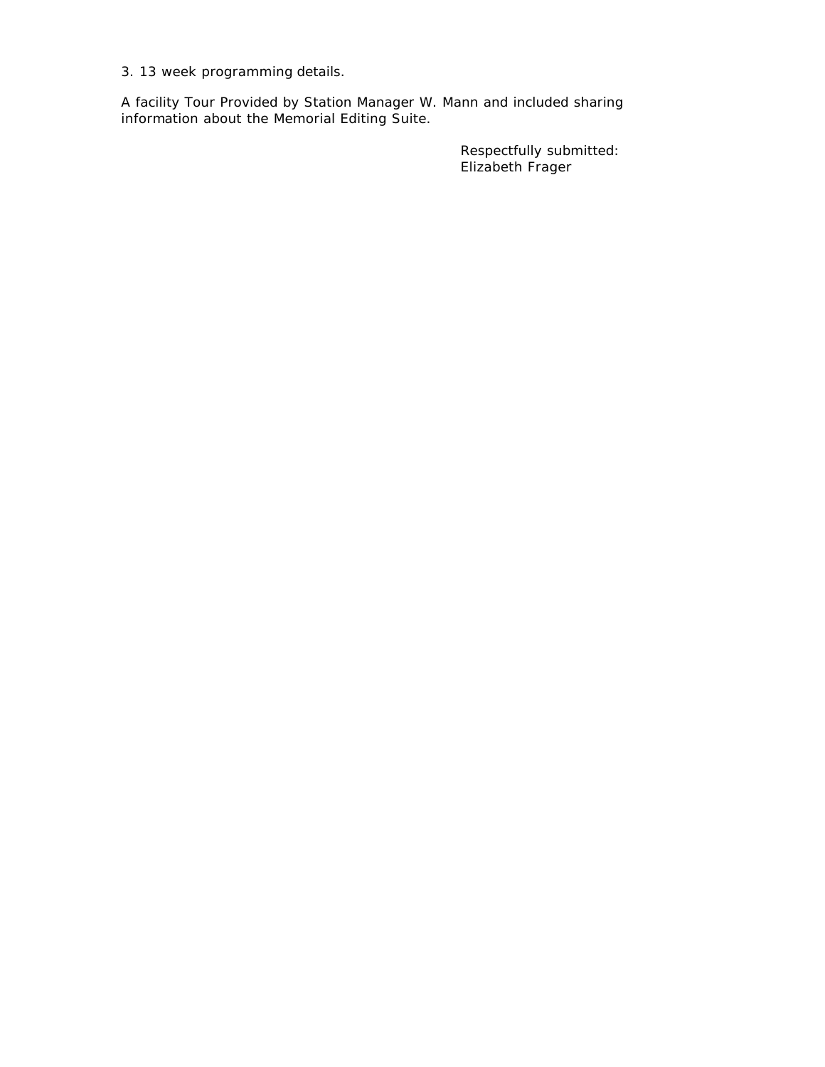3. 13 week programming details.

A facility Tour Provided by Station Manager W. Mann and included sharing information about the Memorial Editing Suite.

Respectfully submitted:
Elizabeth Frager